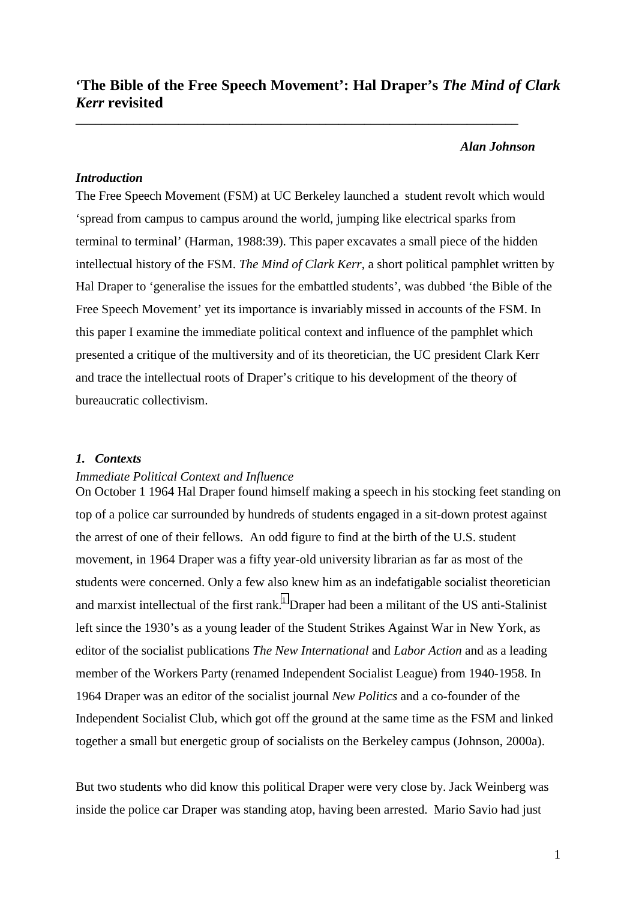# 'The Bible of the Free Speech Movement': Hal Draper's *The Mind of Clark Kerr* revisited

***Alan Johnson***

***Introduction***

The Free Speech Movement (FSM) at UC Berkeley launched a student revolt which would 'spread from campus to campus around the world, jumping like electrical sparks from terminal to terminal' (Harman, 1988:39). This paper excavates a small piece of the hidden intellectual history of the FSM. *The Mind of Clark Kerr*, a short political pamphlet written by Hal Draper to 'generalise the issues for the embattled students', was dubbed 'the Bible of the Free Speech Movement' yet its importance is invariably missed in accounts of the FSM. In this paper I examine the immediate political context and influence of the pamphlet which presented a critique of the multiversity and of its theoretician, the UC president Clark Kerr and trace the intellectual roots of Draper's critique to his development of the theory of bureaucratic collectivism.

## *1. Contexts*

*Immediate Political Context and Influence*

On October 1 1964 Hal Draper found himself making a speech in his stocking feet standing on top of a police car surrounded by hundreds of students engaged in a sit-down protest against the arrest of one of their fellows. An odd figure to find at the birth of the U.S. student movement, in 1964 Draper was a fifty year-old university librarian as far as most of the students were concerned. Only a few also knew him as an indefatigable socialist theoretician and marxist intellectual of the first rank.[1] Draper had been a militant of the US anti-Stalinist left since the 1930's as a young leader of the Student Strikes Against War in New York, as editor of the socialist publications *The New International* and *Labor Action* and as a leading member of the Workers Party (renamed Independent Socialist League) from 1940-1958. In 1964 Draper was an editor of the socialist journal *New Politics* and a co-founder of the Independent Socialist Club, which got off the ground at the same time as the FSM and linked together a small but energetic group of socialists on the Berkeley campus (Johnson, 2000a).

But two students who did know this political Draper were very close by. Jack Weinberg was inside the police car Draper was standing atop, having been arrested. Mario Savio had just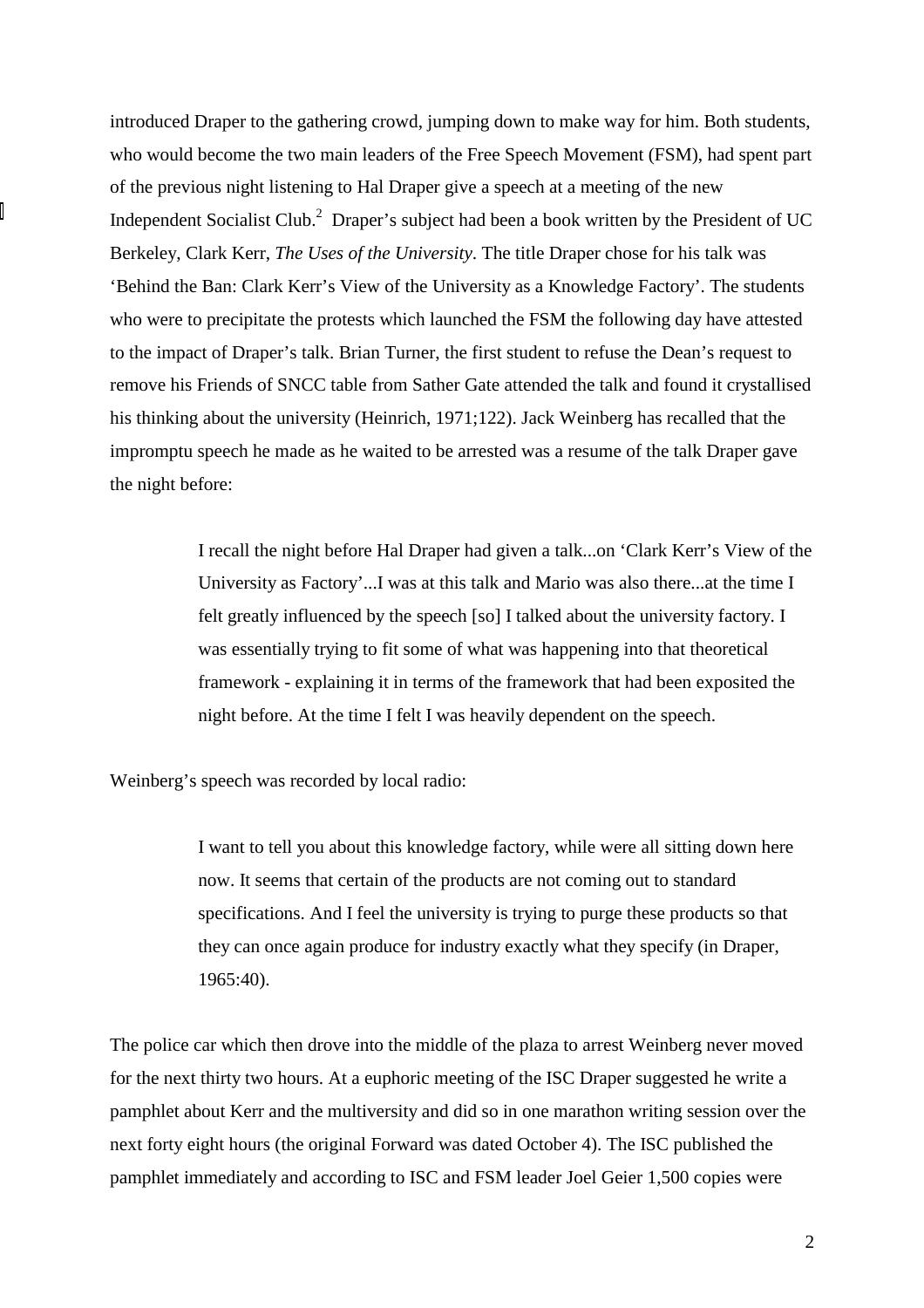introduced Draper to the gathering crowd, jumping down to make way for him. Both students, who would become the two main leaders of the Free Speech Movement (FSM), had spent part of the previous night listening to Hal Draper give a speech at a meeting of the new Independent Socialist Club.[2] Draper's subject had been a book written by the President of UC Berkeley, Clark Kerr, *The Uses of the University*. The title Draper chose for his talk was 'Behind the Ban: Clark Kerr's View of the University as a Knowledge Factory'. The students who were to precipitate the protests which launched the FSM the following day have attested to the impact of Draper's talk. Brian Turner, the first student to refuse the Dean's request to remove his Friends of SNCC table from Sather Gate attended the talk and found it crystallised his thinking about the university (Heinrich, 1971;122). Jack Weinberg has recalled that the impromptu speech he made as he waited to be arrested was a resume of the talk Draper gave the night before:

> I recall the night before Hal Draper had given a talk...on 'Clark Kerr's View of the University as Factory'...I was at this talk and Mario was also there...at the time I felt greatly influenced by the speech [so] I talked about the university factory. I was essentially trying to fit some of what was happening into that theoretical framework - explaining it in terms of the framework that had been exposited the night before. At the time I felt I was heavily dependent on the speech.

Weinberg's speech was recorded by local radio:

> I want to tell you about this knowledge factory, while were all sitting down here now. It seems that certain of the products are not coming out to standard specifications. And I feel the university is trying to purge these products so that they can once again produce for industry exactly what they specify (in Draper, 1965:40).

The police car which then drove into the middle of the plaza to arrest Weinberg never moved for the next thirty two hours. At a euphoric meeting of the ISC Draper suggested he write a pamphlet about Kerr and the multiversity and did so in one marathon writing session over the next forty eight hours (the original Forward was dated October 4). The ISC published the pamphlet immediately and according to ISC and FSM leader Joel Geier 1,500 copies were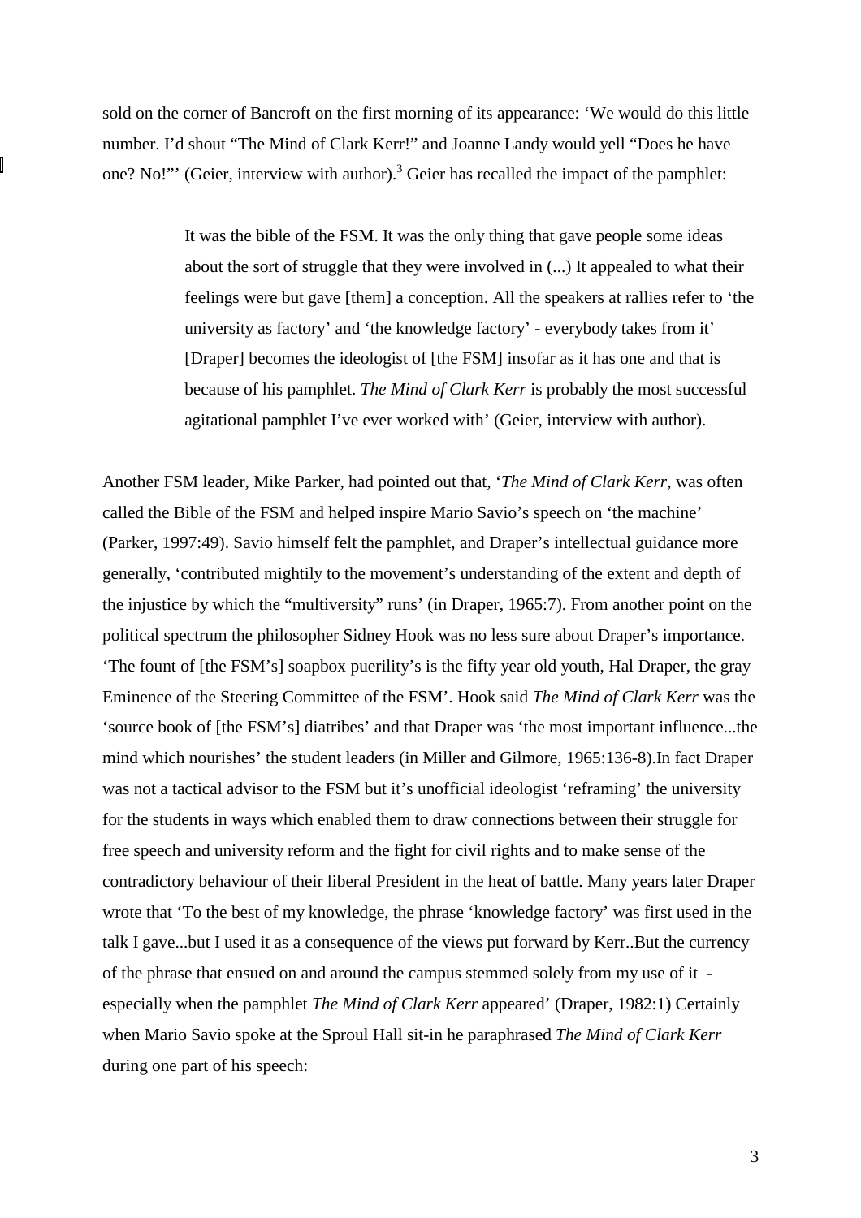sold on the corner of Bancroft on the first morning of its appearance: 'We would do this little number. I'd shout "The Mind of Clark Kerr!" and Joanne Landy would yell "Does he have one? No!"' (Geier, interview with author).[3] Geier has recalled the impact of the pamphlet:

> It was the bible of the FSM. It was the only thing that gave people some ideas about the sort of struggle that they were involved in (...) It appealed to what their feelings were but gave [them] a conception. All the speakers at rallies refer to 'the university as factory' and 'the knowledge factory' - everybody takes from it' [Draper] becomes the ideologist of [the FSM] insofar as it has one and that is because of his pamphlet. *The Mind of Clark Kerr* is probably the most successful agitational pamphlet I've ever worked with' (Geier, interview with author).

Another FSM leader, Mike Parker, had pointed out that, '*The Mind of Clark Kerr*, was often called the Bible of the FSM and helped inspire Mario Savio's speech on 'the machine' (Parker, 1997:49). Savio himself felt the pamphlet, and Draper's intellectual guidance more generally, 'contributed mightily to the movement's understanding of the extent and depth of the injustice by which the "multiversity" runs' (in Draper, 1965:7). From another point on the political spectrum the philosopher Sidney Hook was no less sure about Draper's importance. 'The fount of [the FSM's] soapbox puerility's is the fifty year old youth, Hal Draper, the gray Eminence of the Steering Committee of the FSM'. Hook said *The Mind of Clark Kerr* was the 'source book of [the FSM's] diatribes' and that Draper was 'the most important influence...the mind which nourishes' the student leaders (in Miller and Gilmore, 1965:136-8).In fact Draper was not a tactical advisor to the FSM but it's unofficial ideologist 'reframing' the university for the students in ways which enabled them to draw connections between their struggle for free speech and university reform and the fight for civil rights and to make sense of the contradictory behaviour of their liberal President in the heat of battle. Many years later Draper wrote that 'To the best of my knowledge, the phrase 'knowledge factory' was first used in the talk I gave...but I used it as a consequence of the views put forward by Kerr..But the currency of the phrase that ensued on and around the campus stemmed solely from my use of it - especially when the pamphlet *The Mind of Clark Kerr* appeared' (Draper, 1982:1) Certainly when Mario Savio spoke at the Sproul Hall sit-in he paraphrased *The Mind of Clark Kerr* during one part of his speech: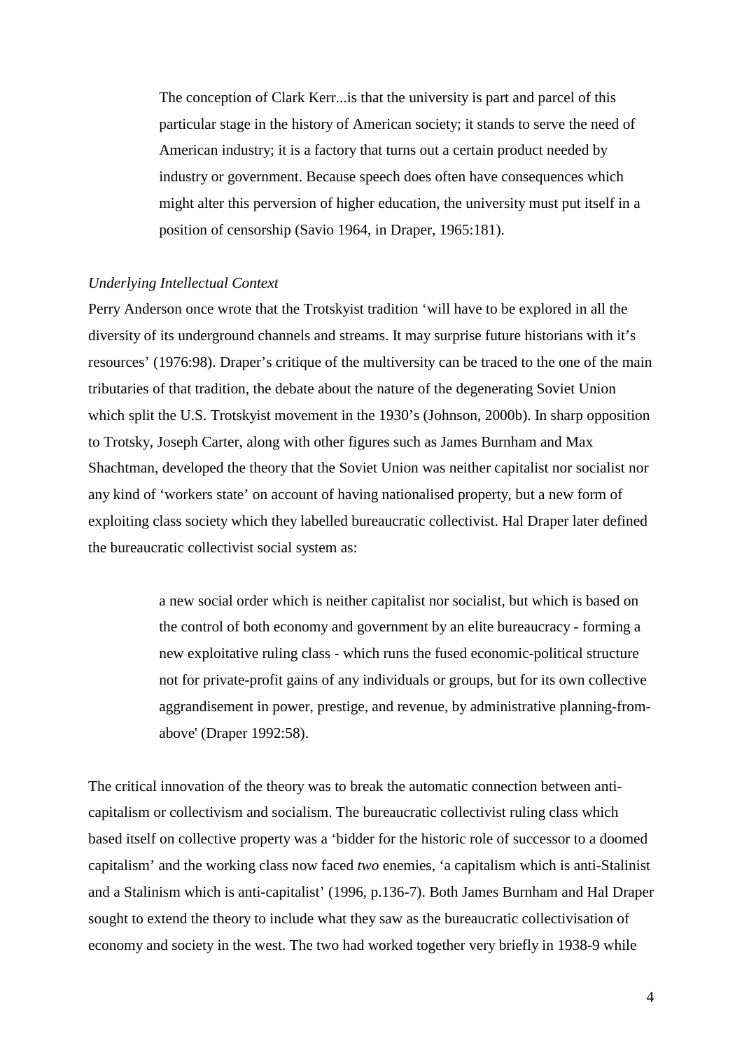> The conception of Clark Kerr...is that the university is part and parcel of this particular stage in the history of American society; it stands to serve the need of American industry; it is a factory that turns out a certain product needed by industry or government. Because speech does often have consequences which might alter this perversion of higher education, the university must put itself in a position of censorship (Savio 1964, in Draper, 1965:181).

*Underlying Intellectual Context*

Perry Anderson once wrote that the Trotskyist tradition 'will have to be explored in all the diversity of its underground channels and streams. It may surprise future historians with it's resources' (1976:98). Draper's critique of the multiversity can be traced to the one of the main tributaries of that tradition, the debate about the nature of the degenerating Soviet Union which split the U.S. Trotskyist movement in the 1930's (Johnson, 2000b). In sharp opposition to Trotsky, Joseph Carter, along with other figures such as James Burnham and Max Shachtman, developed the theory that the Soviet Union was neither capitalist nor socialist nor any kind of 'workers state' on account of having nationalised property, but a new form of exploiting class society which they labelled bureaucratic collectivist. Hal Draper later defined the bureaucratic collectivist social system as:

> a new social order which is neither capitalist nor socialist, but which is based on the control of both economy and government by an elite bureaucracy - forming a new exploitative ruling class - which runs the fused economic-political structure not for private-profit gains of any individuals or groups, but for its own collective aggrandisement in power, prestige, and revenue, by administrative planning-from-above' (Draper 1992:58).

The critical innovation of the theory was to break the automatic connection between anti-capitalism or collectivism and socialism. The bureaucratic collectivist ruling class which based itself on collective property was a 'bidder for the historic role of successor to a doomed capitalism' and the working class now faced *two* enemies, 'a capitalism which is anti-Stalinist and a Stalinism which is anti-capitalist' (1996, p.136-7). Both James Burnham and Hal Draper sought to extend the theory to include what they saw as the bureaucratic collectivisation of economy and society in the west. The two had worked together very briefly in 1938-9 while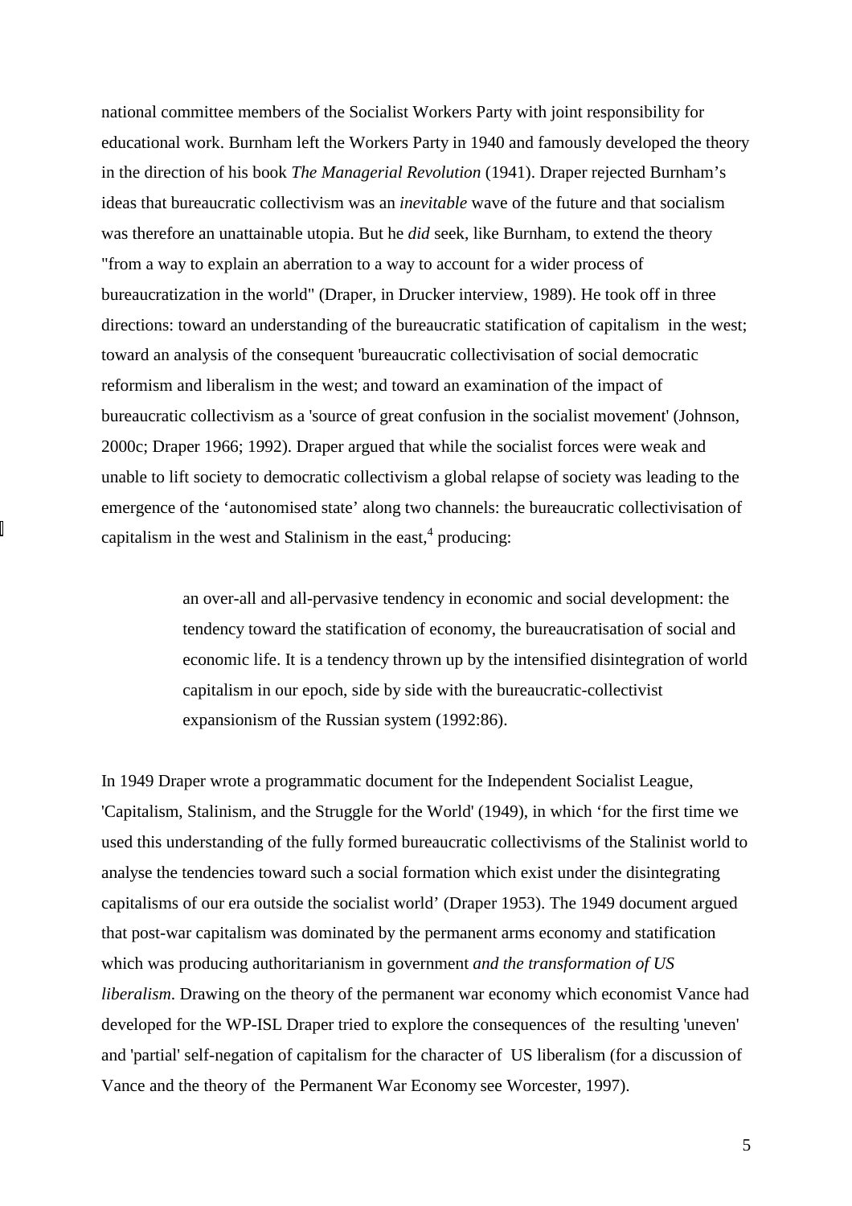national committee members of the Socialist Workers Party with joint responsibility for educational work. Burnham left the Workers Party in 1940 and famously developed the theory in the direction of his book *The Managerial Revolution* (1941). Draper rejected Burnham's ideas that bureaucratic collectivism was an *inevitable* wave of the future and that socialism was therefore an unattainable utopia. But he *did* seek, like Burnham, to extend the theory "from a way to explain an aberration to a way to account for a wider process of bureaucratization in the world" (Draper, in Drucker interview, 1989). He took off in three directions: toward an understanding of the bureaucratic statification of capitalism in the west; toward an analysis of the consequent 'bureaucratic collectivisation of social democratic reformism and liberalism in the west; and toward an examination of the impact of bureaucratic collectivism as a 'source of great confusion in the socialist movement' (Johnson, 2000c; Draper 1966; 1992). Draper argued that while the socialist forces were weak and unable to lift society to democratic collectivism a global relapse of society was leading to the emergence of the 'autonomised state' along two channels: the bureaucratic collectivisation of capitalism in the west and Stalinism in the east,[4] producing:

> an over-all and all-pervasive tendency in economic and social development: the tendency toward the statification of economy, the bureaucratisation of social and economic life. It is a tendency thrown up by the intensified disintegration of world capitalism in our epoch, side by side with the bureaucratic-collectivist expansionism of the Russian system (1992:86).

In 1949 Draper wrote a programmatic document for the Independent Socialist League, 'Capitalism, Stalinism, and the Struggle for the World' (1949), in which 'for the first time we used this understanding of the fully formed bureaucratic collectivisms of the Stalinist world to analyse the tendencies toward such a social formation which exist under the disintegrating capitalisms of our era outside the socialist world' (Draper 1953). The 1949 document argued that post-war capitalism was dominated by the permanent arms economy and statification which was producing authoritarianism in government *and the transformation of US liberalism*. Drawing on the theory of the permanent war economy which economist Vance had developed for the WP-ISL Draper tried to explore the consequences of the resulting 'uneven' and 'partial' self-negation of capitalism for the character of US liberalism (for a discussion of Vance and the theory of the Permanent War Economy see Worcester, 1997).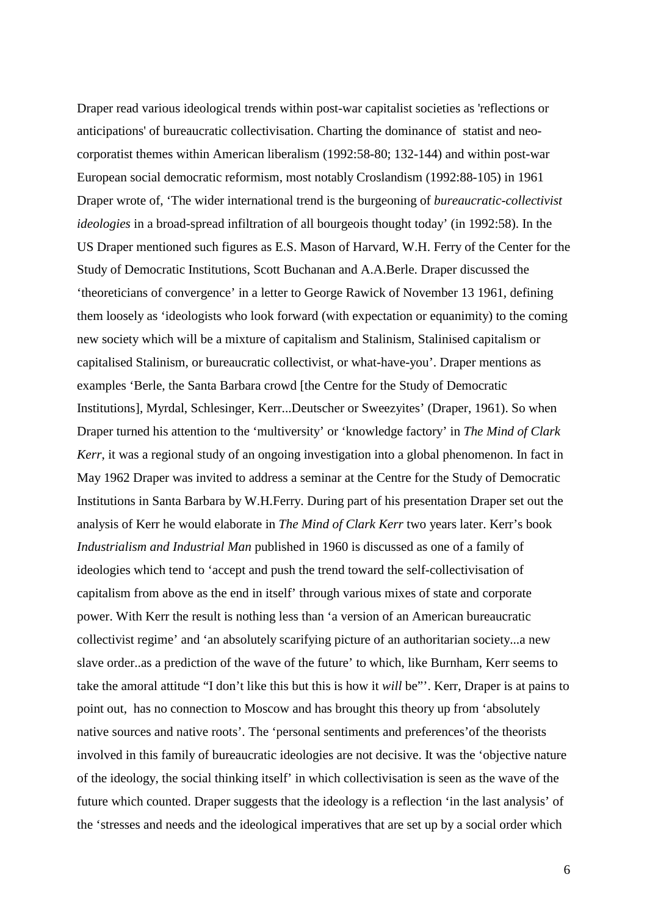Draper read various ideological trends within post-war capitalist societies as 'reflections or anticipations' of bureaucratic collectivisation. Charting the dominance of statist and neo-corporatist themes within American liberalism (1992:58-80; 132-144) and within post-war European social democratic reformism, most notably Croslandism (1992:88-105) in 1961 Draper wrote of, 'The wider international trend is the burgeoning of *bureaucratic-collectivist ideologies* in a broad-spread infiltration of all bourgeois thought today' (in 1992:58). In the US Draper mentioned such figures as E.S. Mason of Harvard, W.H. Ferry of the Center for the Study of Democratic Institutions, Scott Buchanan and A.A.Berle. Draper discussed the 'theoreticians of convergence' in a letter to George Rawick of November 13 1961, defining them loosely as 'ideologists who look forward (with expectation or equanimity) to the coming new society which will be a mixture of capitalism and Stalinism, Stalinised capitalism or capitalised Stalinism, or bureaucratic collectivist, or what-have-you'. Draper mentions as examples 'Berle, the Santa Barbara crowd [the Centre for the Study of Democratic Institutions], Myrdal, Schlesinger, Kerr...Deutscher or Sweezyites' (Draper, 1961). So when Draper turned his attention to the 'multiversity' or 'knowledge factory' in *The Mind of Clark Kerr*, it was a regional study of an ongoing investigation into a global phenomenon. In fact in May 1962 Draper was invited to address a seminar at the Centre for the Study of Democratic Institutions in Santa Barbara by W.H.Ferry. During part of his presentation Draper set out the analysis of Kerr he would elaborate in *The Mind of Clark Kerr* two years later. Kerr's book *Industrialism and Industrial Man* published in 1960 is discussed as one of a family of ideologies which tend to 'accept and push the trend toward the self-collectivisation of capitalism from above as the end in itself' through various mixes of state and corporate power. With Kerr the result is nothing less than 'a version of an American bureaucratic collectivist regime' and 'an absolutely scarifying picture of an authoritarian society...a new slave order..as a prediction of the wave of the future' to which, like Burnham, Kerr seems to take the amoral attitude "I don't like this but this is how it *will* be"'. Kerr, Draper is at pains to point out, has no connection to Moscow and has brought this theory up from 'absolutely native sources and native roots'. The 'personal sentiments and preferences'of the theorists involved in this family of bureaucratic ideologies are not decisive. It was the 'objective nature of the ideology, the social thinking itself' in which collectivisation is seen as the wave of the future which counted. Draper suggests that the ideology is a reflection 'in the last analysis' of the 'stresses and needs and the ideological imperatives that are set up by a social order which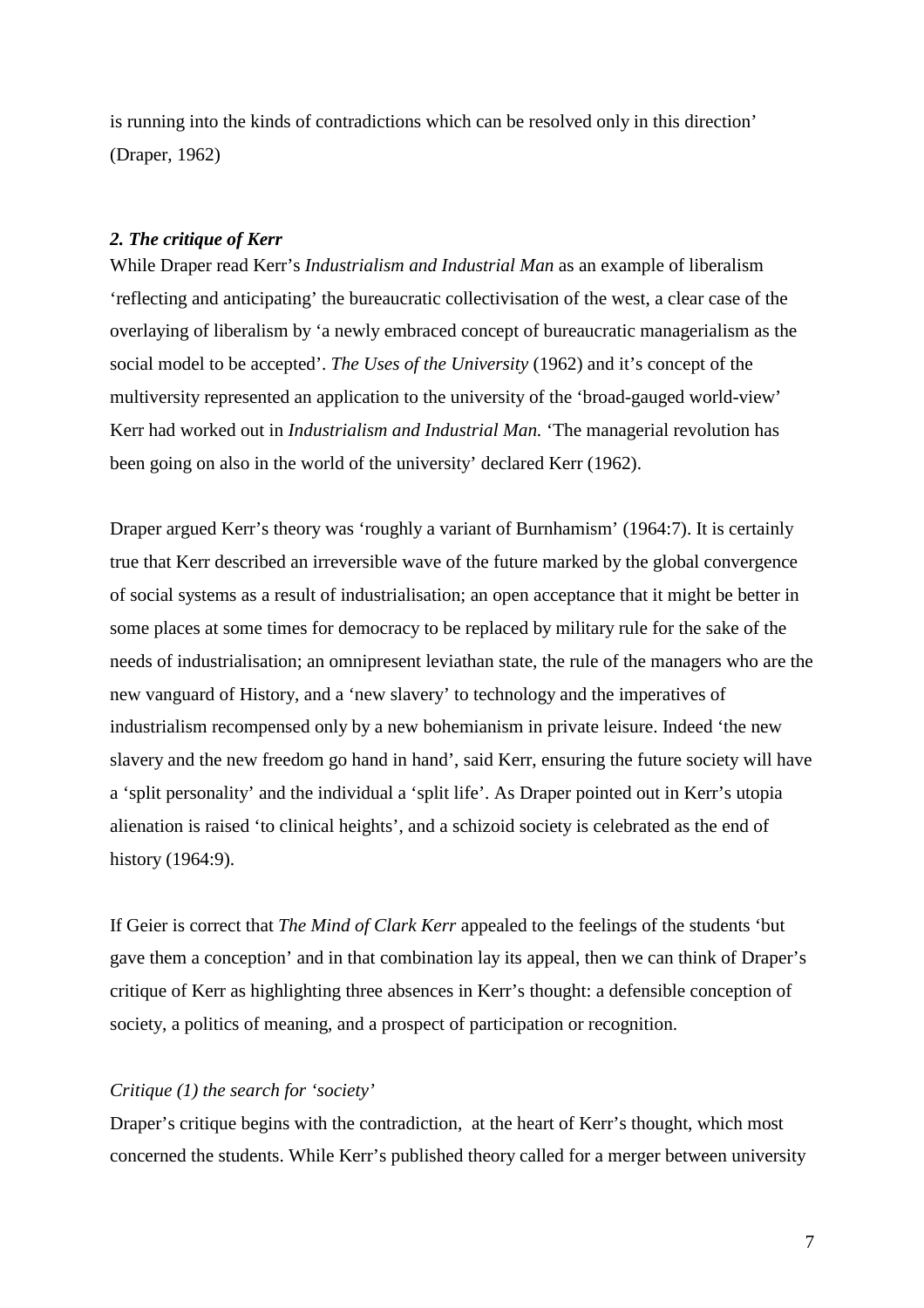is running into the kinds of contradictions which can be resolved only in this direction' (Draper, 1962)

### ***2. The critique of Kerr***

While Draper read Kerr's *Industrialism and Industrial Man* as an example of liberalism 'reflecting and anticipating' the bureaucratic collectivisation of the west, a clear case of the overlaying of liberalism by 'a newly embraced concept of bureaucratic managerialism as the social model to be accepted'. *The Uses of the University* (1962) and it's concept of the multiversity represented an application to the university of the 'broad-gauged world-view' Kerr had worked out in *Industrialism and Industrial Man.* 'The managerial revolution has been going on also in the world of the university' declared Kerr (1962).

Draper argued Kerr's theory was 'roughly a variant of Burnhamism' (1964:7). It is certainly true that Kerr described an irreversible wave of the future marked by the global convergence of social systems as a result of industrialisation; an open acceptance that it might be better in some places at some times for democracy to be replaced by military rule for the sake of the needs of industrialisation; an omnipresent leviathan state, the rule of the managers who are the new vanguard of History, and a 'new slavery' to technology and the imperatives of industrialism recompensed only by a new bohemianism in private leisure. Indeed 'the new slavery and the new freedom go hand in hand', said Kerr, ensuring the future society will have a 'split personality' and the individual a 'split life'. As Draper pointed out in Kerr's utopia alienation is raised 'to clinical heights', and a schizoid society is celebrated as the end of history (1964:9).

If Geier is correct that *The Mind of Clark Kerr* appealed to the feelings of the students 'but gave them a conception' and in that combination lay its appeal, then we can think of Draper's critique of Kerr as highlighting three absences in Kerr's thought: a defensible conception of society, a politics of meaning, and a prospect of participation or recognition.

#### *Critique (1) the search for 'society'*

Draper's critique begins with the contradiction, at the heart of Kerr's thought, which most concerned the students. While Kerr's published theory called for a merger between university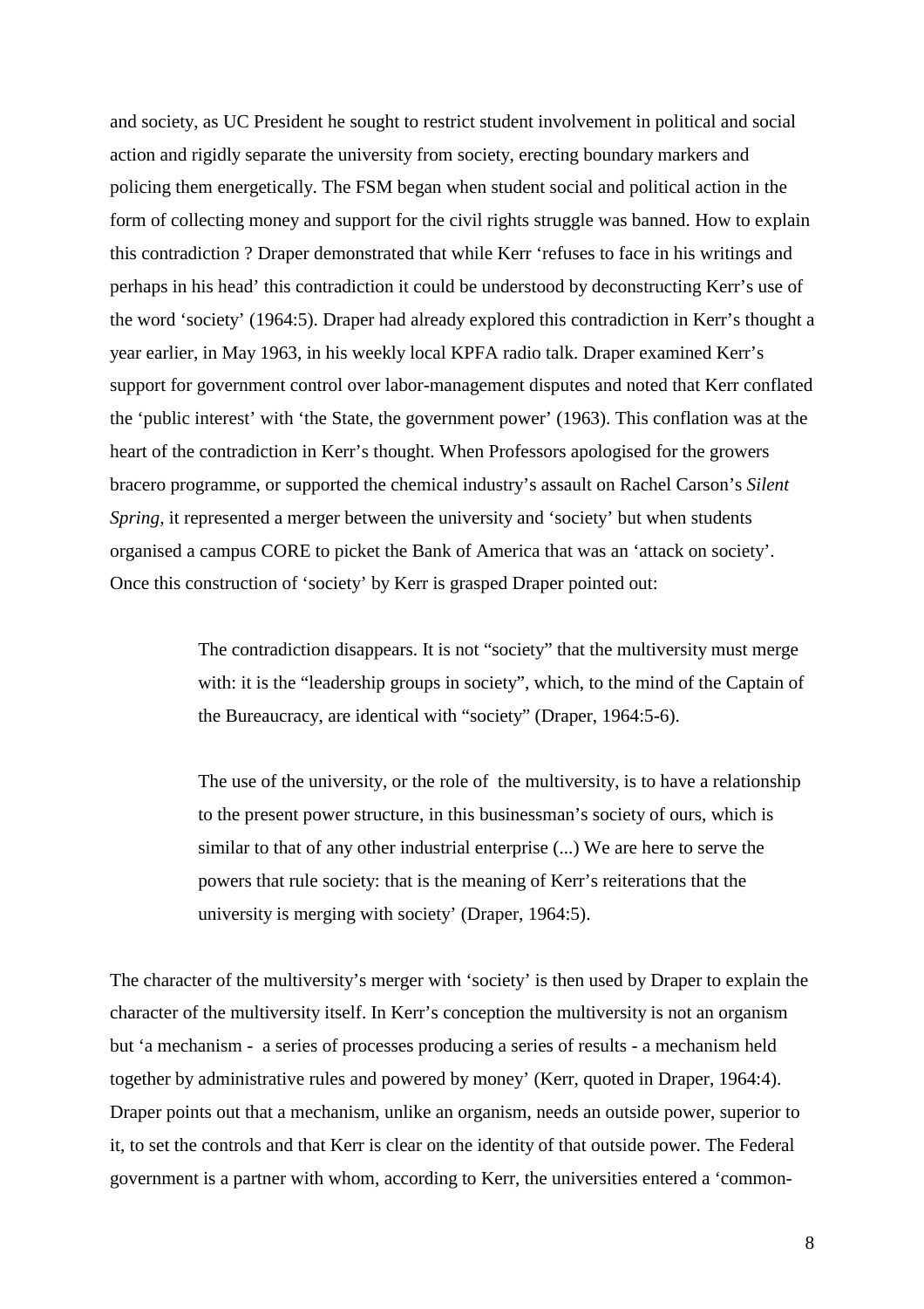and society, as UC President he sought to restrict student involvement in political and social action and rigidly separate the university from society, erecting boundary markers and policing them energetically. The FSM began when student social and political action in the form of collecting money and support for the civil rights struggle was banned. How to explain this contradiction ? Draper demonstrated that while Kerr 'refuses to face in his writings and perhaps in his head' this contradiction it could be understood by deconstructing Kerr's use of the word 'society' (1964:5). Draper had already explored this contradiction in Kerr's thought a year earlier, in May 1963, in his weekly local KPFA radio talk. Draper examined Kerr's support for government control over labor-management disputes and noted that Kerr conflated the 'public interest' with 'the State, the government power' (1963). This conflation was at the heart of the contradiction in Kerr's thought. When Professors apologised for the growers bracero programme, or supported the chemical industry's assault on Rachel Carson's *Silent Spring*, it represented a merger between the university and 'society' but when students organised a campus CORE to picket the Bank of America that was an 'attack on society'. Once this construction of 'society' by Kerr is grasped Draper pointed out:

> The contradiction disappears. It is not "society" that the multiversity must merge with: it is the "leadership groups in society", which, to the mind of the Captain of the Bureaucracy, are identical with "society" (Draper, 1964:5-6).
>
> The use of the university, or the role of the multiversity, is to have a relationship to the present power structure, in this businessman's society of ours, which is similar to that of any other industrial enterprise (...) We are here to serve the powers that rule society: that is the meaning of Kerr's reiterations that the university is merging with society' (Draper, 1964:5).

The character of the multiversity's merger with 'society' is then used by Draper to explain the character of the multiversity itself. In Kerr's conception the multiversity is not an organism but 'a mechanism - a series of processes producing a series of results - a mechanism held together by administrative rules and powered by money' (Kerr, quoted in Draper, 1964:4). Draper points out that a mechanism, unlike an organism, needs an outside power, superior to it, to set the controls and that Kerr is clear on the identity of that outside power. The Federal government is a partner with whom, according to Kerr, the universities entered a 'common-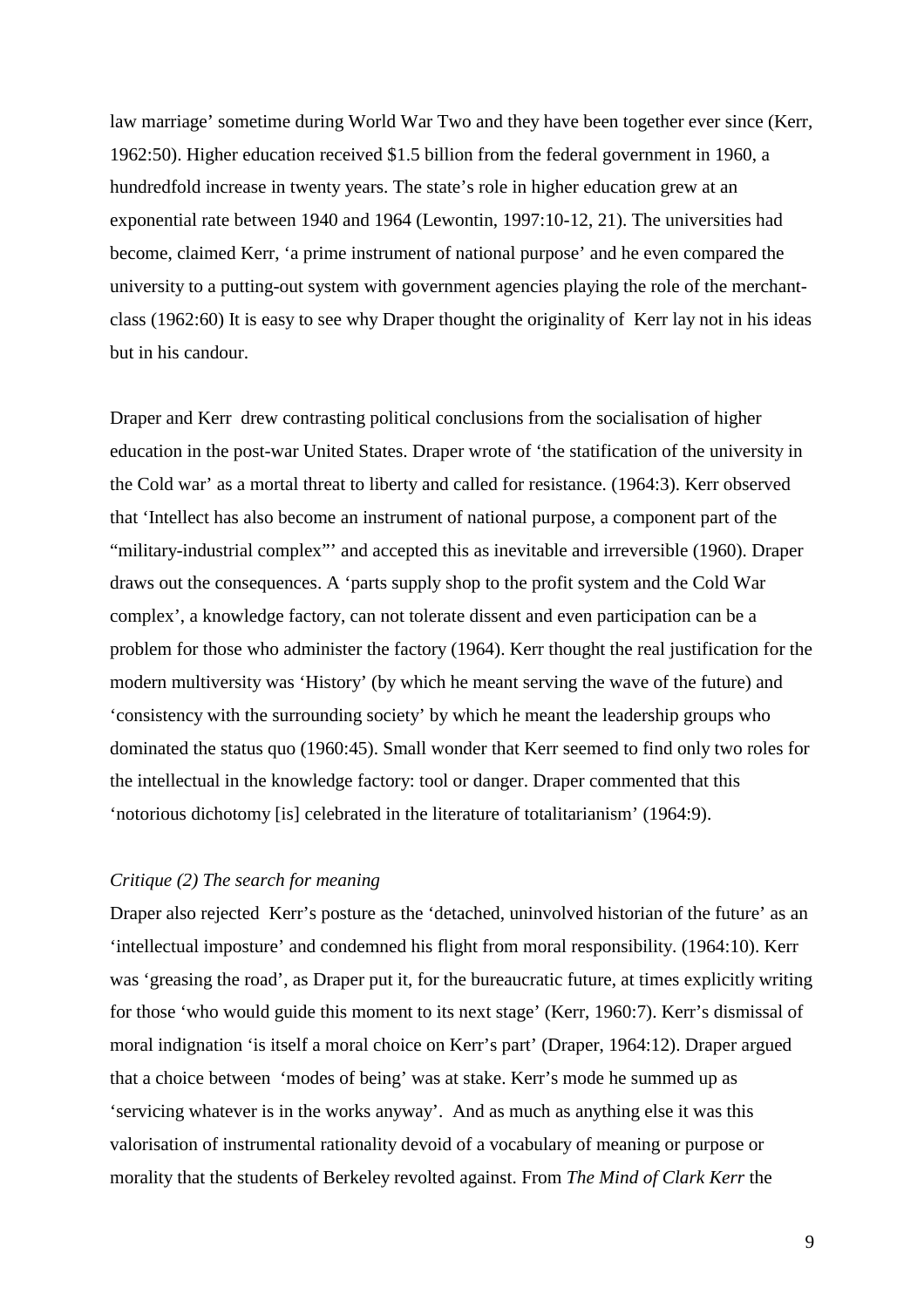law marriage' sometime during World War Two and they have been together ever since (Kerr, 1962:50). Higher education received $1.5 billion from the federal government in 1960, a hundredfold increase in twenty years. The state's role in higher education grew at an exponential rate between 1940 and 1964 (Lewontin, 1997:10-12, 21). The universities had become, claimed Kerr, 'a prime instrument of national purpose' and he even compared the university to a putting-out system with government agencies playing the role of the merchant-class (1962:60) It is easy to see why Draper thought the originality of Kerr lay not in his ideas but in his candour.

Draper and Kerr drew contrasting political conclusions from the socialisation of higher education in the post-war United States. Draper wrote of 'the statification of the university in the Cold war' as a mortal threat to liberty and called for resistance. (1964:3). Kerr observed that 'Intellect has also become an instrument of national purpose, a component part of the "military-industrial complex"' and accepted this as inevitable and irreversible (1960). Draper draws out the consequences. A 'parts supply shop to the profit system and the Cold War complex', a knowledge factory, can not tolerate dissent and even participation can be a problem for those who administer the factory (1964). Kerr thought the real justification for the modern multiversity was 'History' (by which he meant serving the wave of the future) and 'consistency with the surrounding society' by which he meant the leadership groups who dominated the status quo (1960:45). Small wonder that Kerr seemed to find only two roles for the intellectual in the knowledge factory: tool or danger. Draper commented that this 'notorious dichotomy [is] celebrated in the literature of totalitarianism' (1964:9).

*Critique (2) The search for meaning*

Draper also rejected Kerr's posture as the 'detached, uninvolved historian of the future' as an 'intellectual imposture' and condemned his flight from moral responsibility. (1964:10). Kerr was 'greasing the road', as Draper put it, for the bureaucratic future, at times explicitly writing for those 'who would guide this moment to its next stage' (Kerr, 1960:7). Kerr's dismissal of moral indignation 'is itself a moral choice on Kerr's part' (Draper, 1964:12). Draper argued that a choice between 'modes of being' was at stake. Kerr's mode he summed up as 'servicing whatever is in the works anyway'. And as much as anything else it was this valorisation of instrumental rationality devoid of a vocabulary of meaning or purpose or morality that the students of Berkeley revolted against. From *The Mind of Clark Kerr* the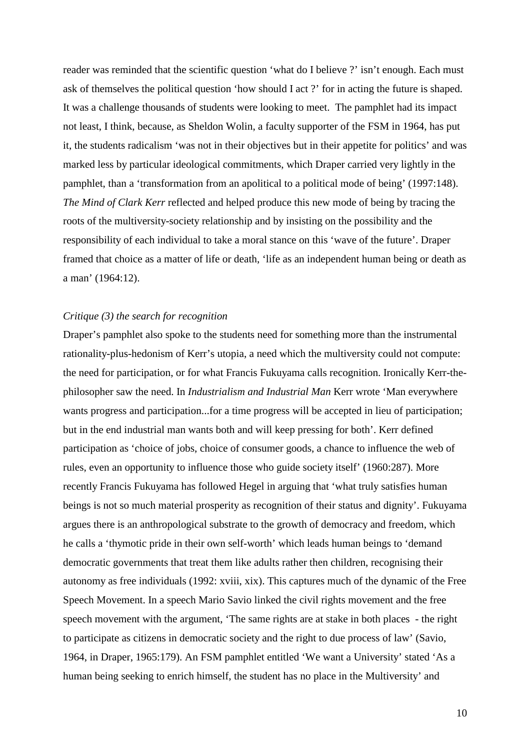reader was reminded that the scientific question 'what do I believe ?' isn't enough. Each must ask of themselves the political question 'how should I act ?' for in acting the future is shaped. It was a challenge thousands of students were looking to meet. The pamphlet had its impact not least, I think, because, as Sheldon Wolin, a faculty supporter of the FSM in 1964, has put it, the students radicalism 'was not in their objectives but in their appetite for politics' and was marked less by particular ideological commitments, which Draper carried very lightly in the pamphlet, than a 'transformation from an apolitical to a political mode of being' (1997:148). *The Mind of Clark Kerr* reflected and helped produce this new mode of being by tracing the roots of the multiversity-society relationship and by insisting on the possibility and the responsibility of each individual to take a moral stance on this 'wave of the future'. Draper framed that choice as a matter of life or death, 'life as an independent human being or death as a man' (1964:12).

*Critique (3) the search for recognition*

Draper's pamphlet also spoke to the students need for something more than the instrumental rationality-plus-hedonism of Kerr's utopia, a need which the multiversity could not compute: the need for participation, or for what Francis Fukuyama calls recognition. Ironically Kerr-the-philosopher saw the need. In *Industrialism and Industrial Man* Kerr wrote 'Man everywhere wants progress and participation...for a time progress will be accepted in lieu of participation; but in the end industrial man wants both and will keep pressing for both'. Kerr defined participation as 'choice of jobs, choice of consumer goods, a chance to influence the web of rules, even an opportunity to influence those who guide society itself' (1960:287). More recently Francis Fukuyama has followed Hegel in arguing that 'what truly satisfies human beings is not so much material prosperity as recognition of their status and dignity'. Fukuyama argues there is an anthropological substrate to the growth of democracy and freedom, which he calls a 'thymotic pride in their own self-worth' which leads human beings to 'demand democratic governments that treat them like adults rather then children, recognising their autonomy as free individuals (1992: xviii, xix). This captures much of the dynamic of the Free Speech Movement. In a speech Mario Savio linked the civil rights movement and the free speech movement with the argument, 'The same rights are at stake in both places - the right to participate as citizens in democratic society and the right to due process of law' (Savio, 1964, in Draper, 1965:179). An FSM pamphlet entitled 'We want a University' stated 'As a human being seeking to enrich himself, the student has no place in the Multiversity' and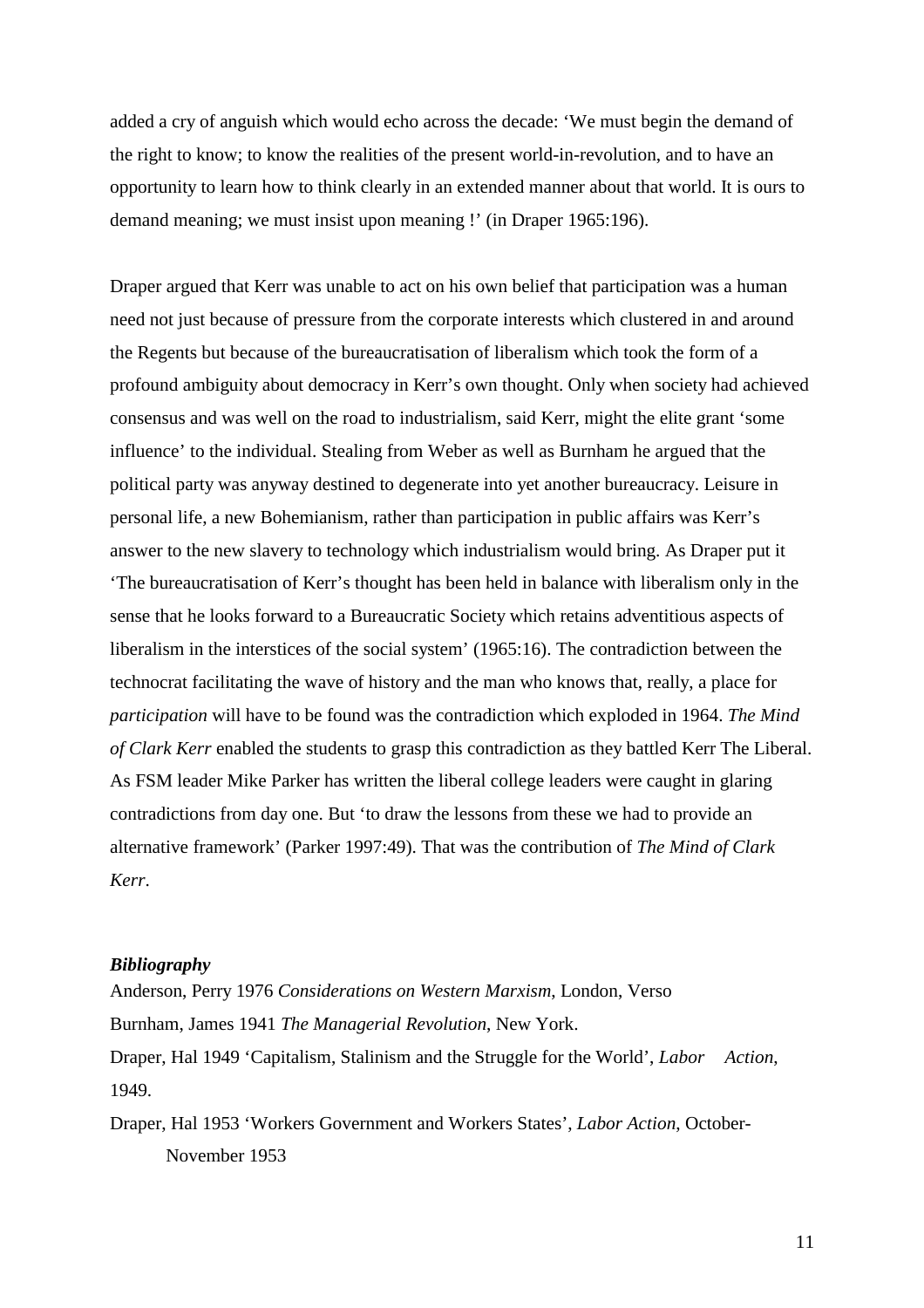added a cry of anguish which would echo across the decade: 'We must begin the demand of the right to know; to know the realities of the present world-in-revolution, and to have an opportunity to learn how to think clearly in an extended manner about that world. It is ours to demand meaning; we must insist upon meaning !' (in Draper 1965:196).

Draper argued that Kerr was unable to act on his own belief that participation was a human need not just because of pressure from the corporate interests which clustered in and around the Regents but because of the bureaucratisation of liberalism which took the form of a profound ambiguity about democracy in Kerr's own thought. Only when society had achieved consensus and was well on the road to industrialism, said Kerr, might the elite grant 'some influence' to the individual. Stealing from Weber as well as Burnham he argued that the political party was anyway destined to degenerate into yet another bureaucracy. Leisure in personal life, a new Bohemianism, rather than participation in public affairs was Kerr's answer to the new slavery to technology which industrialism would bring. As Draper put it 'The bureaucratisation of Kerr's thought has been held in balance with liberalism only in the sense that he looks forward to a Bureaucratic Society which retains adventitious aspects of liberalism in the interstices of the social system' (1965:16). The contradiction between the technocrat facilitating the wave of history and the man who knows that, really, a place for *participation* will have to be found was the contradiction which exploded in 1964. *The Mind of Clark Kerr* enabled the students to grasp this contradiction as they battled Kerr The Liberal. As FSM leader Mike Parker has written the liberal college leaders were caught in glaring contradictions from day one. But 'to draw the lessons from these we had to provide an alternative framework' (Parker 1997:49). That was the contribution of *The Mind of Clark Kerr*.

### *Bibliography*

Anderson, Perry 1976 *Considerations on Western Marxism*, London, Verso

Burnham, James 1941 *The Managerial Revolution*, New York.

Draper, Hal 1949 'Capitalism, Stalinism and the Struggle for the World', *Labor Action*, 1949.

Draper, Hal 1953 'Workers Government and Workers States', *Labor Action*, October-November 1953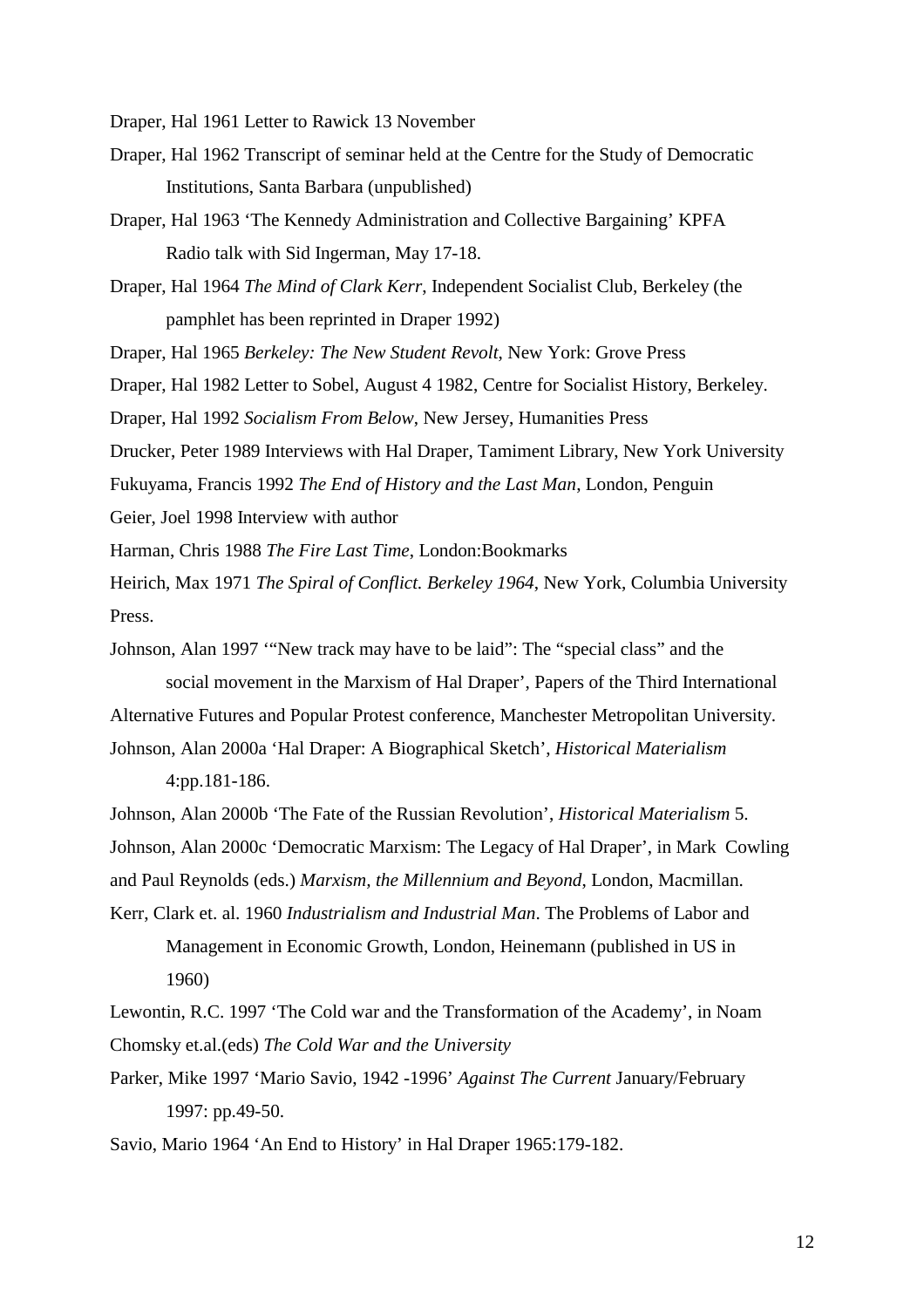Draper, Hal 1961 Letter to Rawick 13 November

Draper, Hal 1962 Transcript of seminar held at the Centre for the Study of Democratic Institutions, Santa Barbara (unpublished)

Draper, Hal 1963 'The Kennedy Administration and Collective Bargaining' KPFA Radio talk with Sid Ingerman, May 17-18.

Draper, Hal 1964 *The Mind of Clark Kerr*, Independent Socialist Club, Berkeley (the pamphlet has been reprinted in Draper 1992)

Draper, Hal 1965 *Berkeley: The New Student Revolt*, New York: Grove Press

Draper, Hal 1982 Letter to Sobel, August 4 1982, Centre for Socialist History, Berkeley.

Draper, Hal 1992 *Socialism From Below*, New Jersey, Humanities Press

Drucker, Peter 1989 Interviews with Hal Draper, Tamiment Library, New York University

Fukuyama, Francis 1992 *The End of History and the Last Man*, London, Penguin

Geier, Joel 1998 Interview with author

Harman, Chris 1988 *The Fire Last Time*, London:Bookmarks

Heirich, Max 1971 *The Spiral of Conflict. Berkeley 1964*, New York, Columbia University Press.

Johnson, Alan 1997 '"New track may have to be laid": The "special class" and the social movement in the Marxism of Hal Draper', Papers of the Third International Alternative Futures and Popular Protest conference, Manchester Metropolitan University.

Johnson, Alan 2000a 'Hal Draper: A Biographical Sketch', *Historical Materialism* 4:pp.181-186.

Johnson, Alan 2000b 'The Fate of the Russian Revolution', *Historical Materialism* 5.

Johnson, Alan 2000c 'Democratic Marxism: The Legacy of Hal Draper', in Mark Cowling and Paul Reynolds (eds.) *Marxism, the Millennium and Beyond*, London, Macmillan.

Kerr, Clark et. al. 1960 *Industrialism and Industrial Man*. The Problems of Labor and Management in Economic Growth, London, Heinemann (published in US in 1960)

Lewontin, R.C. 1997 'The Cold war and the Transformation of the Academy', in Noam Chomsky et.al.(eds) *The Cold War and the University*

Parker, Mike 1997 'Mario Savio, 1942 -1996' *Against The Current* January/February 1997: pp.49-50.

Savio, Mario 1964 'An End to History' in Hal Draper 1965:179-182.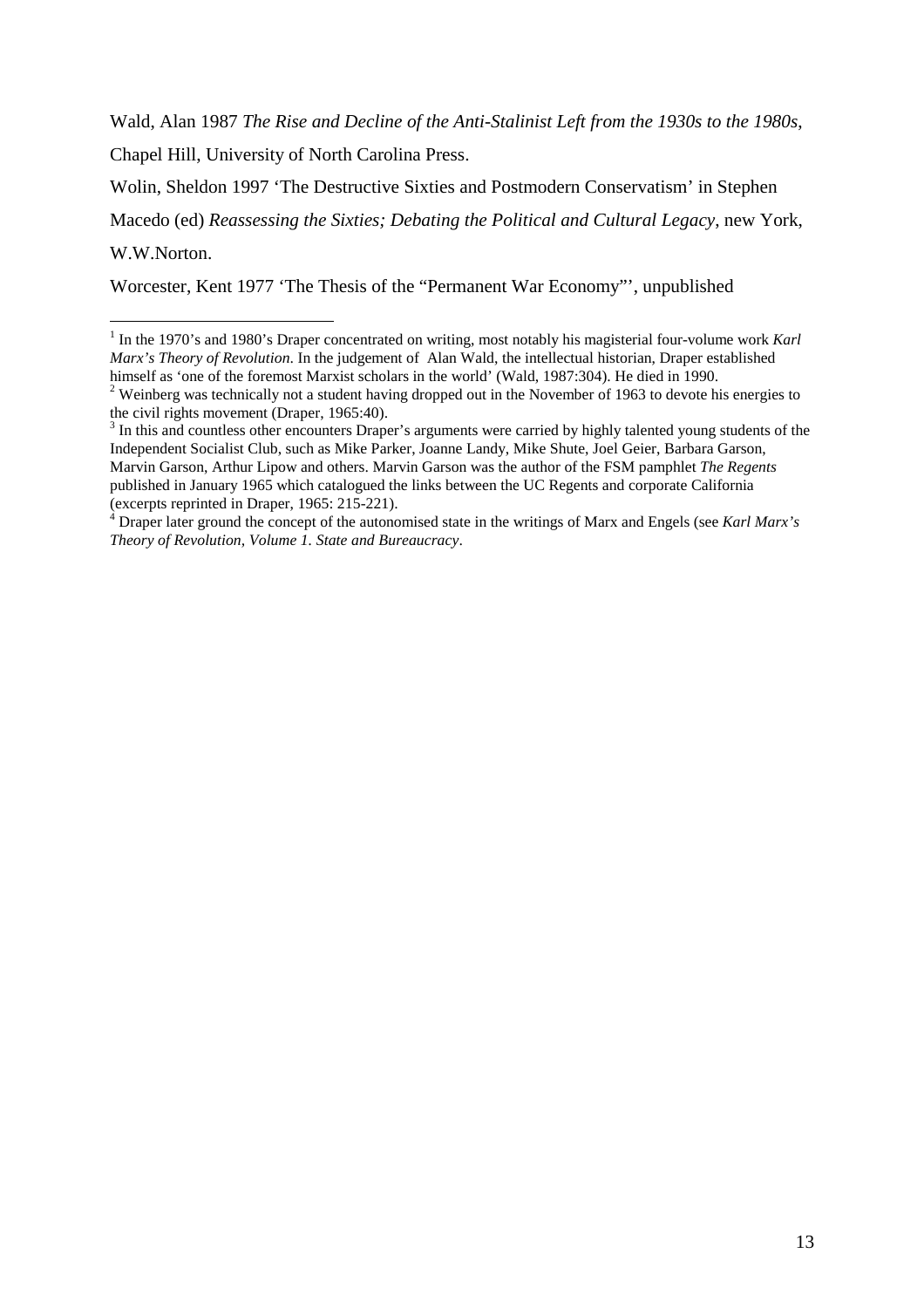Wald, Alan 1987 *The Rise and Decline of the Anti-Stalinist Left from the 1930s to the 1980s*, Chapel Hill, University of North Carolina Press.

Wolin, Sheldon 1997 'The Destructive Sixties and Postmodern Conservatism' in Stephen Macedo (ed) *Reassessing the Sixties; Debating the Political and Cultural Legacy*, new York, W.W.Norton.

Worcester, Kent 1977 'The Thesis of the "Permanent War Economy"', unpublished

---

[1] In the 1970's and 1980's Draper concentrated on writing, most notably his magisterial four-volume work *Karl Marx's Theory of Revolution*. In the judgement of Alan Wald, the intellectual historian, Draper established himself as 'one of the foremost Marxist scholars in the world' (Wald, 1987:304). He died in 1990.

[2] Weinberg was technically not a student having dropped out in the November of 1963 to devote his energies to the civil rights movement (Draper, 1965:40).

[3] In this and countless other encounters Draper's arguments were carried by highly talented young students of the Independent Socialist Club, such as Mike Parker, Joanne Landy, Mike Shute, Joel Geier, Barbara Garson, Marvin Garson, Arthur Lipow and others. Marvin Garson was the author of the FSM pamphlet *The Regents* published in January 1965 which catalogued the links between the UC Regents and corporate California (excerpts reprinted in Draper, 1965: 215-221).

[4] Draper later ground the concept of the autonomised state in the writings of Marx and Engels (see *Karl Marx's Theory of Revolution, Volume 1. State and Bureaucracy*.